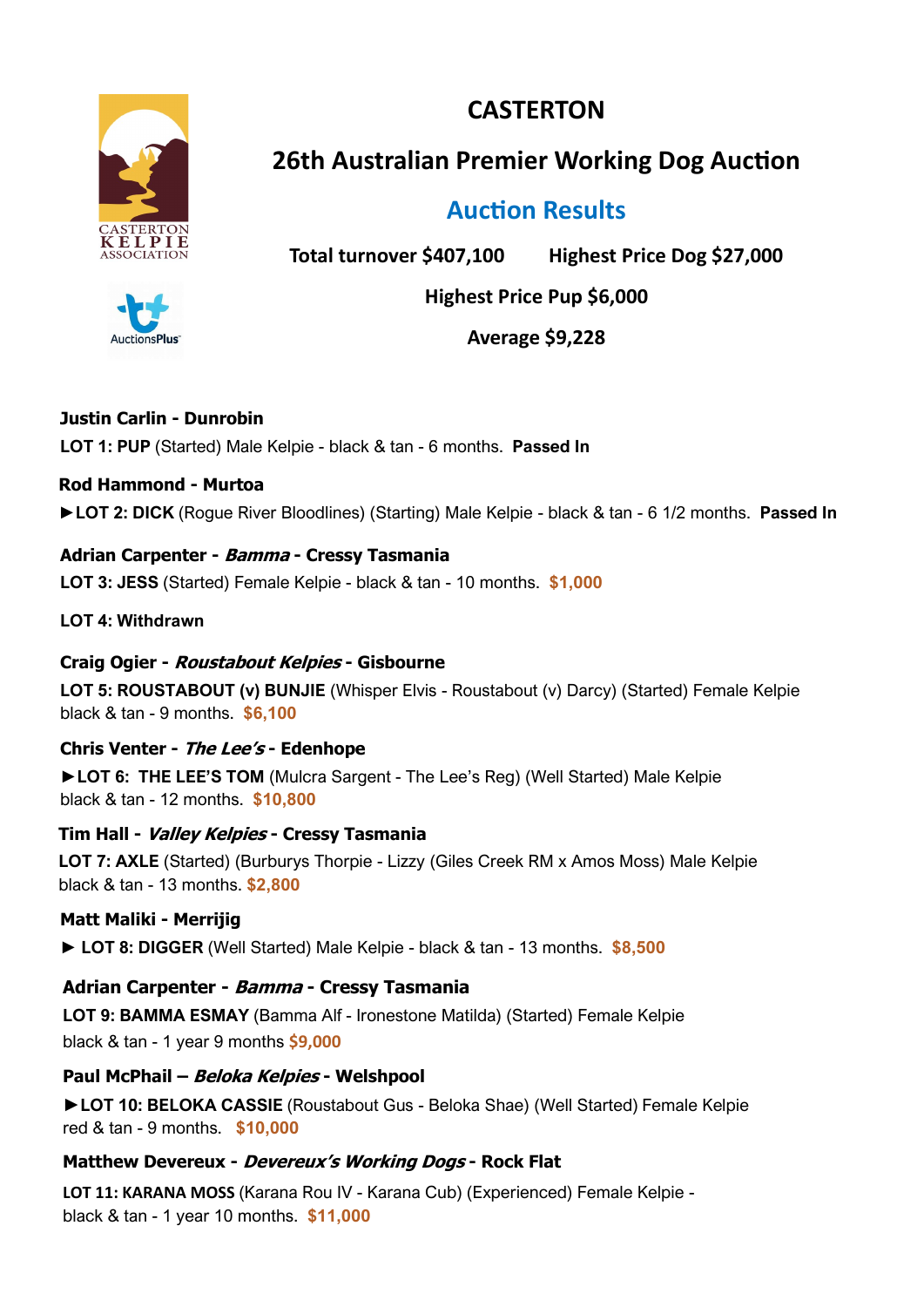# CASTERTON

## 26th Australian Premier Working Dog Auction

## Auction Results

**Total turnover $407,100 Highest Price Dog $27,000**

**Highest Price Pup $6,000**

**Average $9,228**

**Justin Carlin - Dunrobin**

**LOT 1: PUP** (Started) Male Kelpie - black & tan - 6 months. **Passed In**

**Rod Hammond - Murtoa**

►**LOT 2: DICK** (Rogue River Bloodlines) (Starting) Male Kelpie - black & tan - 6 1/2 months. **Passed In**

**Adrian Carpenter - *Bamma* - Cressy Tasmania**

**LOT 3: JESS** (Started) Female Kelpie - black & tan - 10 months. **$1,000**

**LOT 4: Withdrawn**

**Craig Ogier - *Roustabout Kelpies* - Gisbourne**

**LOT 5: ROUSTABOUT (v) BUNJIE** (Whisper Elvis - Roustabout (v) Darcy) (Started) Female Kelpie black & tan - 9 months. **$6,100**

**Chris Venter - *The Lee's* - Edenhope**

►**LOT 6: THE LEE'S TOM** (Mulcra Sargent - The Lee's Reg) (Well Started) Male Kelpie black & tan - 12 months. **$10,800**

**Tim Hall - *Valley Kelpies* - Cressy Tasmania**

**LOT 7: AXLE** (Started) (Burburys Thorpie - Lizzy (Giles Creek RM x Amos Moss) Male Kelpie black & tan - 13 months. **$2,800**

**Matt Maliki - Merrijig**

► **LOT 8: DIGGER** (Well Started) Male Kelpie - black & tan - 13 months. **$8,500**

**Adrian Carpenter - *Bamma* - Cressy Tasmania**

**LOT 9: BAMMA ESMAY** (Bamma Alf - Ironestone Matilda) (Started) Female Kelpie black & tan - 1 year 9 months **$9,000**

**Paul McPhail – *Beloka Kelpies* - Welshpool**

►**LOT 10: BELOKA CASSIE** (Roustabout Gus - Beloka Shae) (Well Started) Female Kelpie red & tan - 9 months. **$10,000**

**Matthew Devereux - *Devereux's Working Dogs* - Rock Flat**

**LOT 11: KARANA MOSS** (Karana Rou IV - Karana Cub) (Experienced) Female Kelpie - black & tan - 1 year 10 months. **$11,000**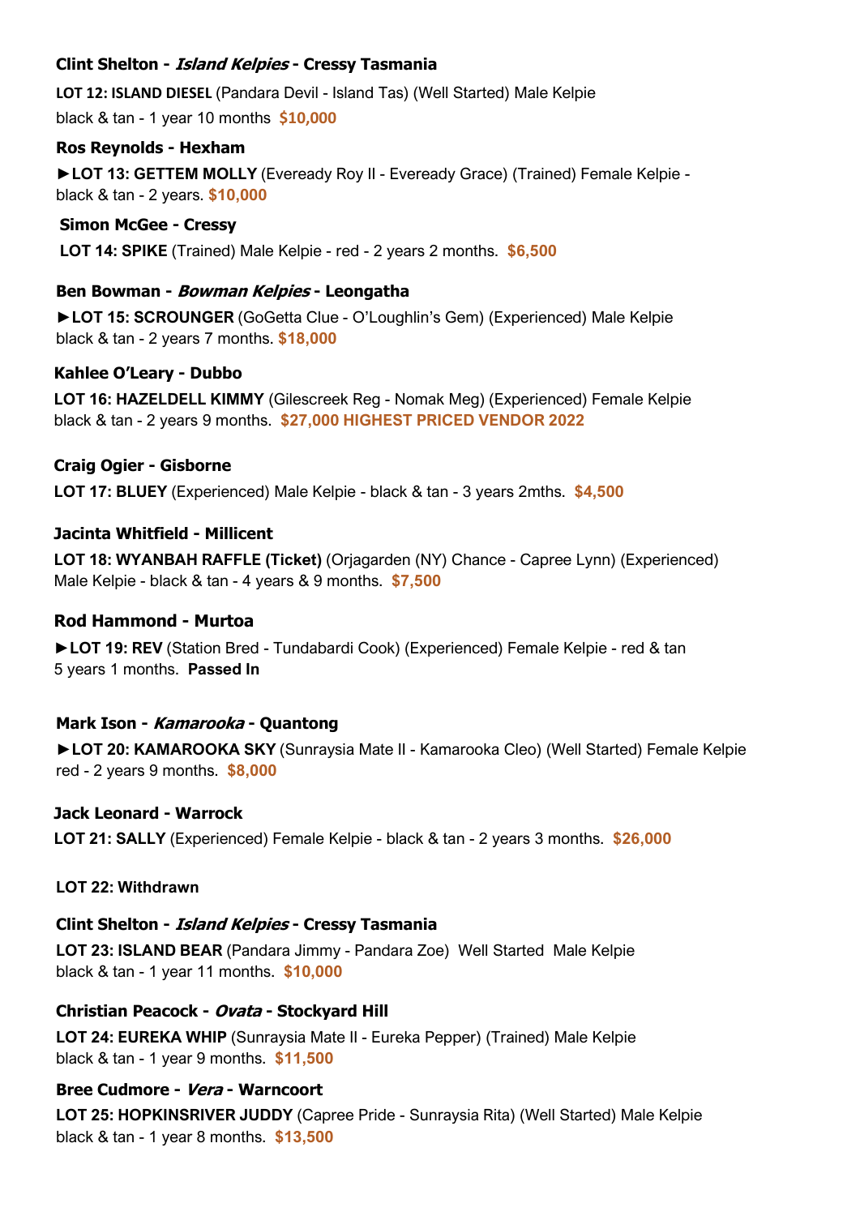**Clint Shelton - *Island Kelpies* - Cressy Tasmania**

**LOT 12: ISLAND DIESEL** (Pandara Devil - Island Tas) (Well Started) Male Kelpie black & tan - 1 year 10 months **$10,000**

**Ros Reynolds - Hexham**

►**LOT 13: GETTEM MOLLY** (Eveready Roy II - Eveready Grace) (Trained) Female Kelpie - black & tan - 2 years. **$10,000**

**Simon McGee - Cressy**

**LOT 14: SPIKE** (Trained) Male Kelpie - red - 2 years 2 months. **$6,500**

**Ben Bowman - *Bowman Kelpies* - Leongatha**

►**LOT 15: SCROUNGER** (GoGetta Clue - O'Loughlin's Gem) (Experienced) Male Kelpie black & tan - 2 years 7 months. **$18,000**

**Kahlee O'Leary - Dubbo**

**LOT 16: HAZELDELL KIMMY** (Gilescreek Reg - Nomak Meg) (Experienced) Female Kelpie black & tan - 2 years 9 months. **$27,000 HIGHEST PRICED VENDOR 2022**

**Craig Ogier - Gisborne**

**LOT 17: BLUEY** (Experienced) Male Kelpie - black & tan - 3 years 2mths. **$4,500**

**Jacinta Whitfield - Millicent**

**LOT 18: WYANBAH RAFFLE (Ticket)** (Orjagarden (NY) Chance - Capree Lynn) (Experienced) Male Kelpie - black & tan - 4 years & 9 months. **$7,500**

**Rod Hammond - Murtoa**

►**LOT 19: REV** (Station Bred - Tundabardi Cook) (Experienced) Female Kelpie - red & tan 5 years 1 months. **Passed In**

**Mark Ison - *Kamarooka* - Quantong**

►**LOT 20: KAMAROOKA SKY** (Sunraysia Mate II - Kamarooka Cleo) (Well Started) Female Kelpie red - 2 years 9 months. **$8,000**

**Jack Leonard - Warrock**

**LOT 21: SALLY** (Experienced) Female Kelpie - black & tan - 2 years 3 months. **$26,000**

**LOT 22: Withdrawn**

**Clint Shelton - *Island Kelpies* - Cressy Tasmania**

**LOT 23: ISLAND BEAR** (Pandara Jimmy - Pandara Zoe) Well Started Male Kelpie black & tan - 1 year 11 months. **$10,000**

**Christian Peacock - *Ovata* - Stockyard Hill**

**LOT 24: EUREKA WHIP** (Sunraysia Mate II - Eureka Pepper) (Trained) Male Kelpie black & tan - 1 year 9 months. **$11,500**

**Bree Cudmore - *Vera* - Warncoort**

**LOT 25: HOPKINSRIVER JUDDY** (Capree Pride - Sunraysia Rita) (Well Started) Male Kelpie black & tan - 1 year 8 months. **$13,500**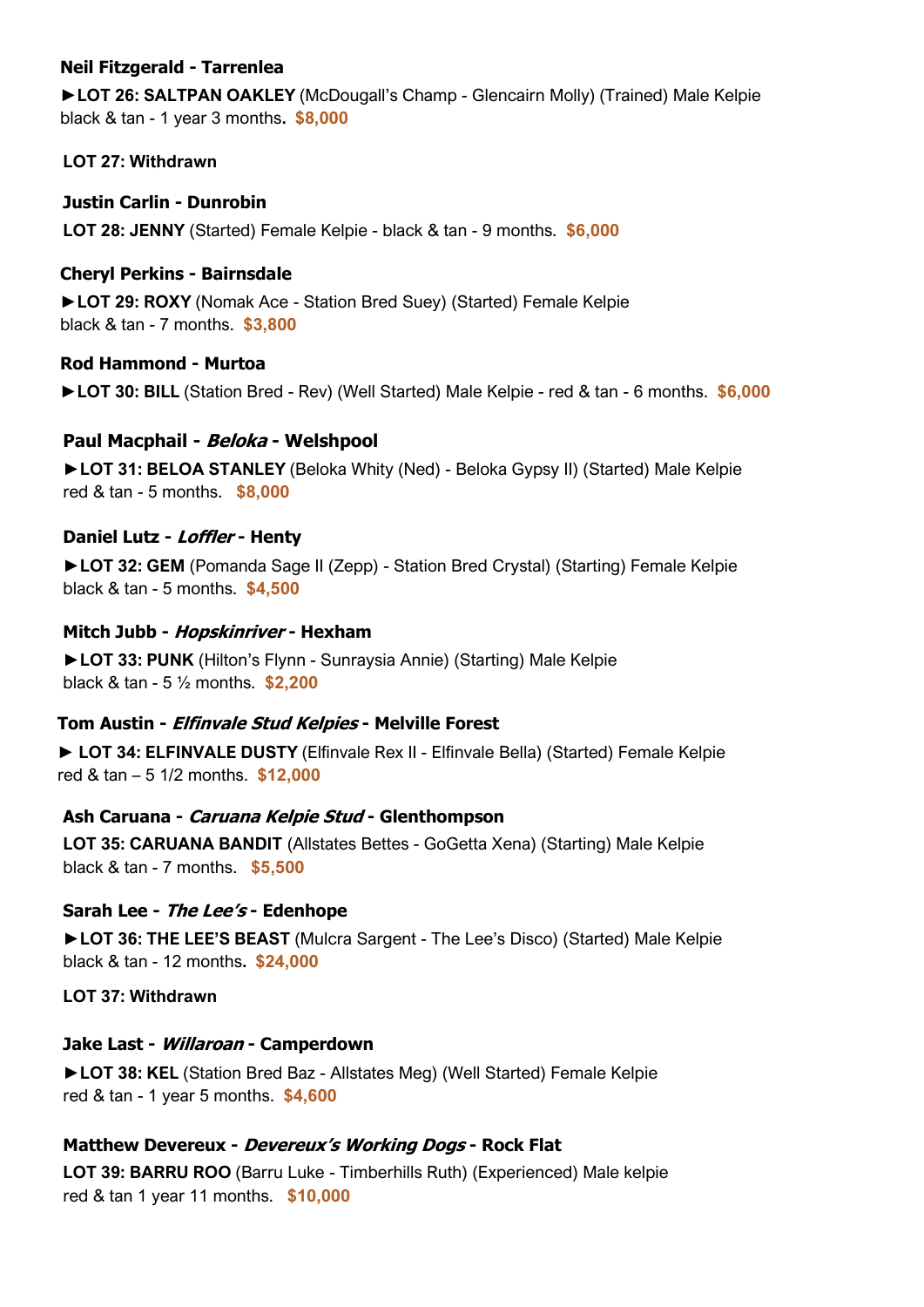**Neil Fitzgerald - Tarrenlea**

►**LOT 26: SALTPAN OAKLEY** (McDougall's Champ - Glencairn Molly) (Trained) Male Kelpie black & tan - 1 year 3 months**.** **$8,000**

**LOT 27: Withdrawn**

**Justin Carlin - Dunrobin**

**LOT 28: JENNY** (Started) Female Kelpie - black & tan - 9 months. **$6,000**

**Cheryl Perkins - Bairnsdale**

►**LOT 29: ROXY** (Nomak Ace - Station Bred Suey) (Started) Female Kelpie black & tan - 7 months. **$3,800**

**Rod Hammond - Murtoa**

►**LOT 30: BILL** (Station Bred - Rev) (Well Started) Male Kelpie - red & tan - 6 months. **$6,000**

**Paul Macphail - *Beloka* - Welshpool**

►**LOT 31: BELOA STANLEY** (Beloka Whity (Ned) - Beloka Gypsy II) (Started) Male Kelpie red & tan - 5 months. **$8,000**

**Daniel Lutz - *Loffler* - Henty**

►**LOT 32: GEM** (Pomanda Sage II (Zepp) - Station Bred Crystal) (Starting) Female Kelpie black & tan - 5 months. **$4,500**

**Mitch Jubb - *Hopskinriver* - Hexham**

►**LOT 33: PUNK** (Hilton's Flynn - Sunraysia Annie) (Starting) Male Kelpie black & tan - 5 ½ months. **$2,200**

**Tom Austin - *Elfinvale Stud Kelpies* - Melville Forest**

► **LOT 34: ELFINVALE DUSTY** (Elfinvale Rex II - Elfinvale Bella) (Started) Female Kelpie red & tan – 5 1/2 months. **$12,000**

**Ash Caruana - *Caruana Kelpie Stud* - Glenthompson**

**LOT 35: CARUANA BANDIT** (Allstates Bettes - GoGetta Xena) (Starting) Male Kelpie black & tan - 7 months. **$5,500**

**Sarah Lee - *The Lee's* - Edenhope**

►**LOT 36: THE LEE'S BEAST** (Mulcra Sargent - The Lee's Disco) (Started) Male Kelpie black & tan - 12 months**.** **$24,000**

**LOT 37: Withdrawn**

**Jake Last - *Willaroan* - Camperdown**

►**LOT 38: KEL** (Station Bred Baz - Allstates Meg) (Well Started) Female Kelpie red & tan - 1 year 5 months. **$4,600**

**Matthew Devereux - *Devereux's Working Dogs* - Rock Flat**

**LOT 39: BARRU ROO** (Barru Luke - Timberhills Ruth) (Experienced) Male kelpie red & tan 1 year 11 months. **$10,000**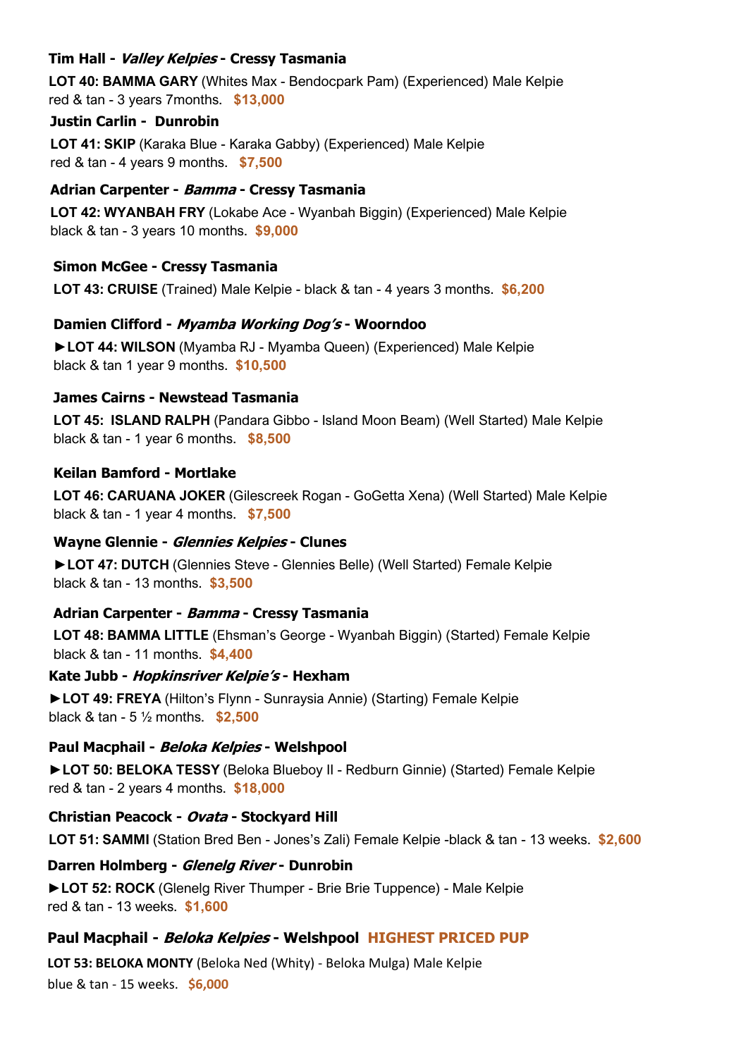**Tim Hall - *Valley Kelpies* - Cressy Tasmania**

**LOT 40: BAMMA GARY** (Whites Max - Bendocpark Pam) (Experienced) Male Kelpie red & tan - 3 years 7months. **$13,000**

**Justin Carlin - Dunrobin**

**LOT 41: SKIP** (Karaka Blue - Karaka Gabby) (Experienced) Male Kelpie red & tan - 4 years 9 months. **$7,500**

**Adrian Carpenter - *Bamma* - Cressy Tasmania**

**LOT 42: WYANBAH FRY** (Lokabe Ace - Wyanbah Biggin) (Experienced) Male Kelpie black & tan - 3 years 10 months. **$9,000**

**Simon McGee - Cressy Tasmania**

**LOT 43: CRUISE** (Trained) Male Kelpie - black & tan - 4 years 3 months. **$6,200**

**Damien Clifford - *Myamba Working Dog's* - Woorndoo**

►**LOT 44: WILSON** (Myamba RJ - Myamba Queen) (Experienced) Male Kelpie black & tan 1 year 9 months. **$10,500**

**James Cairns - Newstead Tasmania**

**LOT 45: ISLAND RALPH** (Pandara Gibbo - Island Moon Beam) (Well Started) Male Kelpie black & tan - 1 year 6 months. **$8,500**

**Keilan Bamford - Mortlake**

**LOT 46: CARUANA JOKER** (Gilescreek Rogan - GoGetta Xena) (Well Started) Male Kelpie black & tan - 1 year 4 months. **$7,500**

**Wayne Glennie - *Glennies Kelpies* - Clunes**

►**LOT 47: DUTCH** (Glennies Steve - Glennies Belle) (Well Started) Female Kelpie black & tan - 13 months. **$3,500**

**Adrian Carpenter - *Bamma* - Cressy Tasmania**

**LOT 48: BAMMA LITTLE** (Ehsman's George - Wyanbah Biggin) (Started) Female Kelpie black & tan - 11 months. **$4,400**

**Kate Jubb - *Hopkinsriver Kelpie's* - Hexham**

►**LOT 49: FREYA** (Hilton's Flynn - Sunraysia Annie) (Starting) Female Kelpie black & tan - 5 ½ months. **$2,500**

**Paul Macphail - *Beloka Kelpies* - Welshpool**

►**LOT 50: BELOKA TESSY** (Beloka Blueboy II - Redburn Ginnie) (Started) Female Kelpie red & tan - 2 years 4 months. **$18,000**

**Christian Peacock - *Ovata* - Stockyard Hill**

**LOT 51: SAMMI** (Station Bred Ben - Jones's Zali) Female Kelpie -black & tan - 13 weeks. **$2,600**

**Darren Holmberg - *Glenelg River* - Dunrobin**

►**LOT 52: ROCK** (Glenelg River Thumper - Brie Brie Tuppence) - Male Kelpie red & tan - 13 weeks. **$1,600**

**Paul Macphail - *Beloka Kelpies* - Welshpool HIGHEST PRICED PUP**

**LOT 53: BELOKA MONTY** (Beloka Ned (Whity) - Beloka Mulga) Male Kelpie blue & tan - 15 weeks. **$6,000**